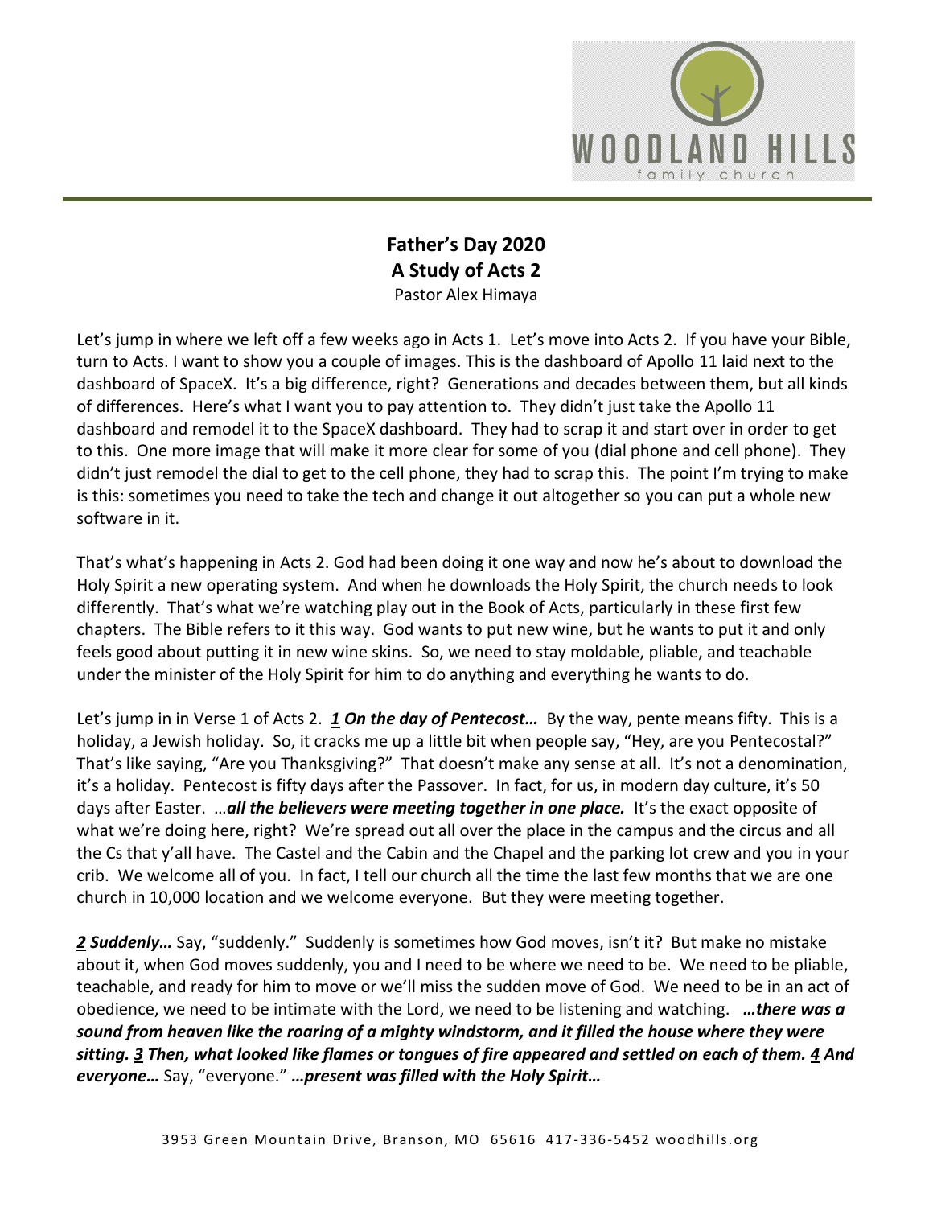**Father's Day 2020**
**A Study of Acts 2**
Pastor Alex Himaya

Let's jump in where we left off a few weeks ago in Acts 1. Let's move into Acts 2. If you have your Bible, turn to Acts. I want to show you a couple of images. This is the dashboard of Apollo 11 laid next to the dashboard of SpaceX. It's a big difference, right? Generations and decades between them, but all kinds of differences. Here's what I want you to pay attention to. They didn't just take the Apollo 11 dashboard and remodel it to the SpaceX dashboard. They had to scrap it and start over in order to get to this. One more image that will make it more clear for some of you (dial phone and cell phone). They didn't just remodel the dial to get to the cell phone, they had to scrap this. The point I'm trying to make is this: sometimes you need to take the tech and change it out altogether so you can put a whole new software in it.

That's what's happening in Acts 2. God had been doing it one way and now he's about to download the Holy Spirit a new operating system. And when he downloads the Holy Spirit, the church needs to look differently. That's what we're watching play out in the Book of Acts, particularly in these first few chapters. The Bible refers to it this way. God wants to put new wine, but he wants to put it and only feels good about putting it in new wine skins. So, we need to stay moldable, pliable, and teachable under the minister of the Holy Spirit for him to do anything and everything he wants to do.

Let's jump in in Verse 1 of Acts 2. ***1 On the day of Pentecost…*** By the way, pente means fifty. This is a holiday, a Jewish holiday. So, it cracks me up a little bit when people say, "Hey, are you Pentecostal?" That's like saying, "Are you Thanksgiving?" That doesn't make any sense at all. It's not a denomination, it's a holiday. Pentecost is fifty days after the Passover. In fact, for us, in modern day culture, it's 50 days after Easter. …***all the believers were meeting together in one place.*** It's the exact opposite of what we're doing here, right? We're spread out all over the place in the campus and the circus and all the Cs that y'all have. The Castel and the Cabin and the Chapel and the parking lot crew and you in your crib. We welcome all of you. In fact, I tell our church all the time the last few months that we are one church in 10,000 location and we welcome everyone. But they were meeting together.

***2 Suddenly…*** Say, "suddenly." Suddenly is sometimes how God moves, isn't it? But make no mistake about it, when God moves suddenly, you and I need to be where we need to be. We need to be pliable, teachable, and ready for him to move or we'll miss the sudden move of God. We need to be in an act of obedience, we need to be intimate with the Lord, we need to be listening and watching. ***…there was a sound from heaven like the roaring of a mighty windstorm, and it filled the house where they were sitting. 3 Then, what looked like flames or tongues of fire appeared and settled on each of them. 4 And everyone…*** Say, "everyone." ***…present was filled with the Holy Spirit…***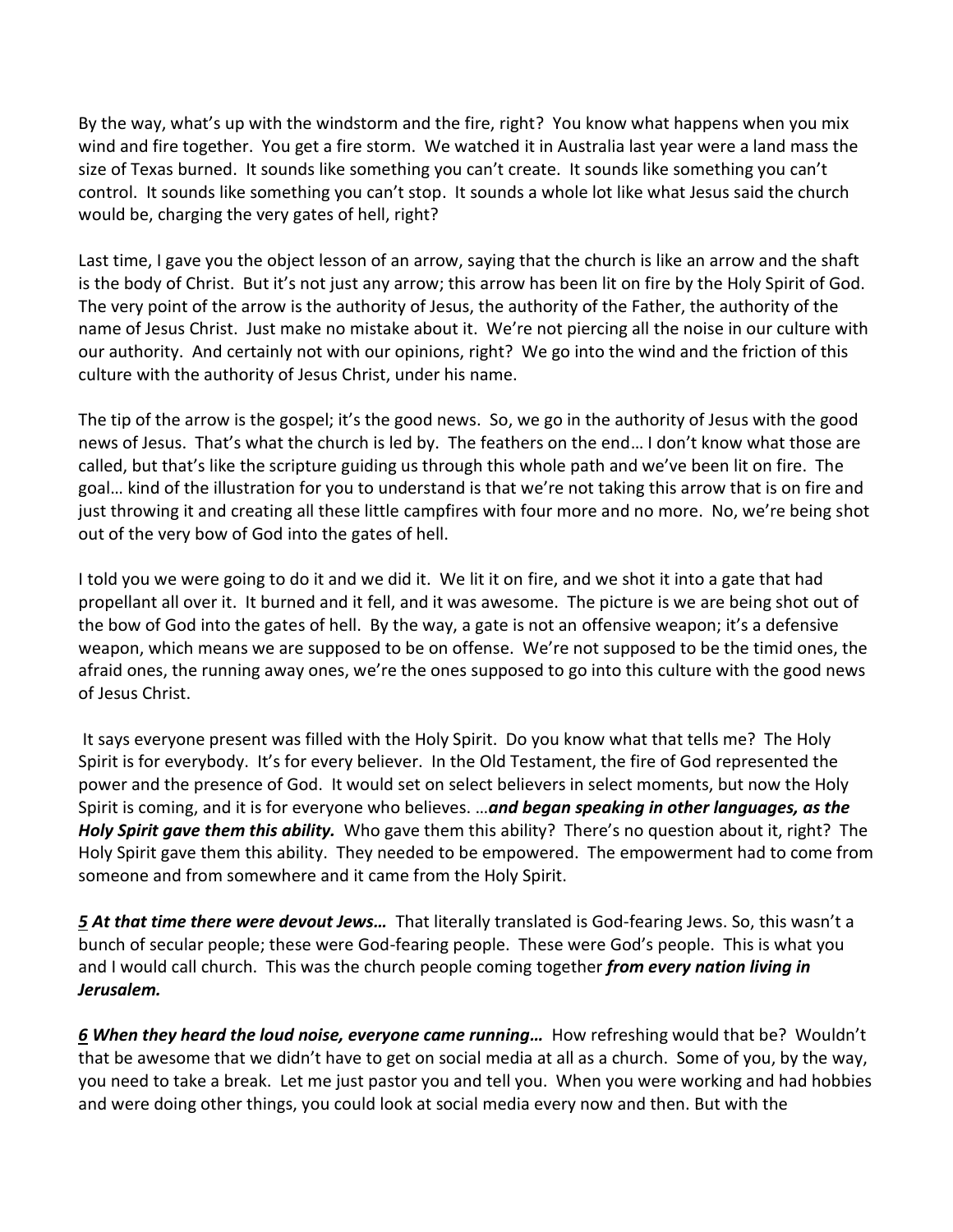By the way, what's up with the windstorm and the fire, right? You know what happens when you mix wind and fire together. You get a fire storm. We watched it in Australia last year were a land mass the size of Texas burned. It sounds like something you can't create. It sounds like something you can't control. It sounds like something you can't stop. It sounds a whole lot like what Jesus said the church would be, charging the very gates of hell, right?

Last time, I gave you the object lesson of an arrow, saying that the church is like an arrow and the shaft is the body of Christ. But it's not just any arrow; this arrow has been lit on fire by the Holy Spirit of God. The very point of the arrow is the authority of Jesus, the authority of the Father, the authority of the name of Jesus Christ. Just make no mistake about it. We're not piercing all the noise in our culture with our authority. And certainly not with our opinions, right? We go into the wind and the friction of this culture with the authority of Jesus Christ, under his name.

The tip of the arrow is the gospel; it's the good news. So, we go in the authority of Jesus with the good news of Jesus. That's what the church is led by. The feathers on the end… I don't know what those are called, but that's like the scripture guiding us through this whole path and we've been lit on fire. The goal… kind of the illustration for you to understand is that we're not taking this arrow that is on fire and just throwing it and creating all these little campfires with four more and no more. No, we're being shot out of the very bow of God into the gates of hell.

I told you we were going to do it and we did it. We lit it on fire, and we shot it into a gate that had propellant all over it. It burned and it fell, and it was awesome. The picture is we are being shot out of the bow of God into the gates of hell. By the way, a gate is not an offensive weapon; it's a defensive weapon, which means we are supposed to be on offense. We're not supposed to be the timid ones, the afraid ones, the running away ones, we're the ones supposed to go into this culture with the good news of Jesus Christ.

It says everyone present was filled with the Holy Spirit. Do you know what that tells me? The Holy Spirit is for everybody. It's for every believer. In the Old Testament, the fire of God represented the power and the presence of God. It would set on select believers in select moments, but now the Holy Spirit is coming, and it is for everyone who believes. …***and began speaking in other languages, as the Holy Spirit gave them this ability.*** Who gave them this ability? There's no question about it, right? The Holy Spirit gave them this ability. They needed to be empowered. The empowerment had to come from someone and from somewhere and it came from the Holy Spirit.

***5 At that time there were devout Jews…*** That literally translated is God-fearing Jews. So, this wasn't a bunch of secular people; these were God-fearing people. These were God's people. This is what you and I would call church. This was the church people coming together ***from every nation living in Jerusalem.***

***6 When they heard the loud noise, everyone came running…*** How refreshing would that be? Wouldn't that be awesome that we didn't have to get on social media at all as a church. Some of you, by the way, you need to take a break. Let me just pastor you and tell you. When you were working and had hobbies and were doing other things, you could look at social media every now and then. But with the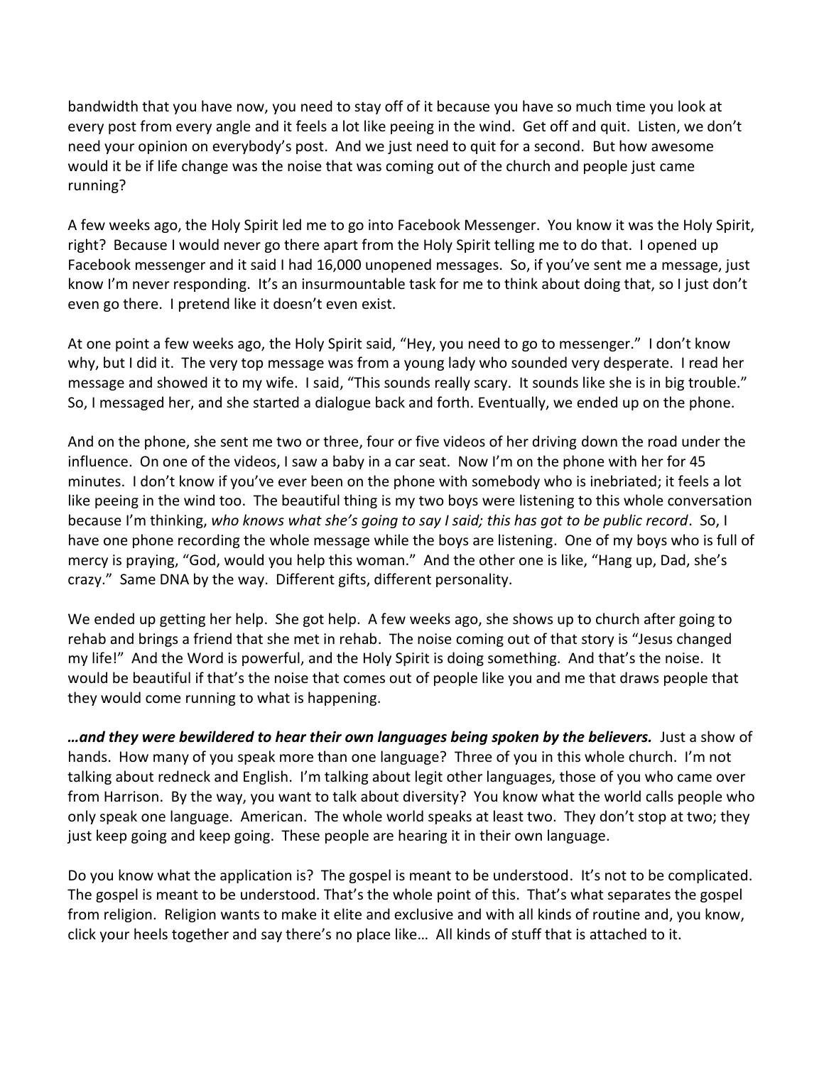bandwidth that you have now, you need to stay off of it because you have so much time you look at every post from every angle and it feels a lot like peeing in the wind. Get off and quit. Listen, we don't need your opinion on everybody's post. And we just need to quit for a second. But how awesome would it be if life change was the noise that was coming out of the church and people just came running?

A few weeks ago, the Holy Spirit led me to go into Facebook Messenger. You know it was the Holy Spirit, right? Because I would never go there apart from the Holy Spirit telling me to do that. I opened up Facebook messenger and it said I had 16,000 unopened messages. So, if you've sent me a message, just know I'm never responding. It's an insurmountable task for me to think about doing that, so I just don't even go there. I pretend like it doesn't even exist.

At one point a few weeks ago, the Holy Spirit said, "Hey, you need to go to messenger." I don't know why, but I did it. The very top message was from a young lady who sounded very desperate. I read her message and showed it to my wife. I said, "This sounds really scary. It sounds like she is in big trouble." So, I messaged her, and she started a dialogue back and forth. Eventually, we ended up on the phone.

And on the phone, she sent me two or three, four or five videos of her driving down the road under the influence. On one of the videos, I saw a baby in a car seat. Now I'm on the phone with her for 45 minutes. I don't know if you've ever been on the phone with somebody who is inebriated; it feels a lot like peeing in the wind too. The beautiful thing is my two boys were listening to this whole conversation because I'm thinking, *who knows what she's going to say I said; this has got to be public record*. So, I have one phone recording the whole message while the boys are listening. One of my boys who is full of mercy is praying, "God, would you help this woman." And the other one is like, "Hang up, Dad, she's crazy." Same DNA by the way. Different gifts, different personality.

We ended up getting her help. She got help. A few weeks ago, she shows up to church after going to rehab and brings a friend that she met in rehab. The noise coming out of that story is "Jesus changed my life!" And the Word is powerful, and the Holy Spirit is doing something. And that's the noise. It would be beautiful if that's the noise that comes out of people like you and me that draws people that they would come running to what is happening.

***…and they were bewildered to hear their own languages being spoken by the believers.*** Just a show of hands. How many of you speak more than one language? Three of you in this whole church. I'm not talking about redneck and English. I'm talking about legit other languages, those of you who came over from Harrison. By the way, you want to talk about diversity? You know what the world calls people who only speak one language. American. The whole world speaks at least two. They don't stop at two; they just keep going and keep going. These people are hearing it in their own language.

Do you know what the application is? The gospel is meant to be understood. It's not to be complicated. The gospel is meant to be understood. That's the whole point of this. That's what separates the gospel from religion. Religion wants to make it elite and exclusive and with all kinds of routine and, you know, click your heels together and say there's no place like… All kinds of stuff that is attached to it.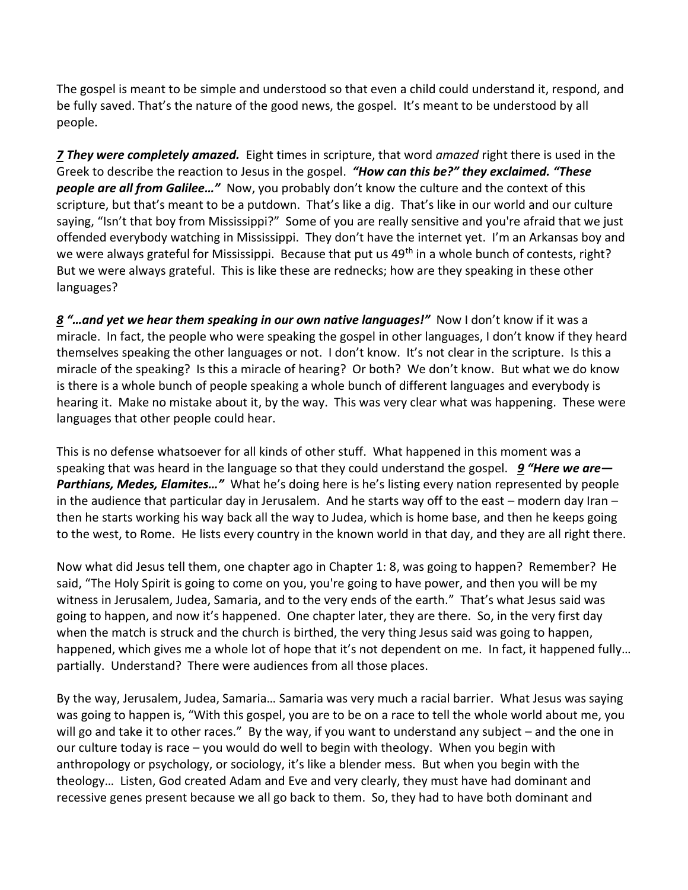The gospel is meant to be simple and understood so that even a child could understand it, respond, and be fully saved. That's the nature of the good news, the gospel. It's meant to be understood by all people.

***<u>7</u> They were completely amazed.*** Eight times in scripture, that word *amazed* right there is used in the Greek to describe the reaction to Jesus in the gospel. ***"How can this be?" they exclaimed. "These people are all from Galilee…"*** Now, you probably don't know the culture and the context of this scripture, but that's meant to be a putdown. That's like a dig. That's like in our world and our culture saying, "Isn't that boy from Mississippi?" Some of you are really sensitive and you're afraid that we just offended everybody watching in Mississippi. They don't have the internet yet. I'm an Arkansas boy and we were always grateful for Mississippi. Because that put us 49th in a whole bunch of contests, right? But we were always grateful. This is like these are rednecks; how are they speaking in these other languages?

***<u>8</u> "…and yet we hear them speaking in our own native languages!"*** Now I don't know if it was a miracle. In fact, the people who were speaking the gospel in other languages, I don't know if they heard themselves speaking the other languages or not. I don't know. It's not clear in the scripture. Is this a miracle of the speaking? Is this a miracle of hearing? Or both? We don't know. But what we do know is there is a whole bunch of people speaking a whole bunch of different languages and everybody is hearing it. Make no mistake about it, by the way. This was very clear what was happening. These were languages that other people could hear.

This is no defense whatsoever for all kinds of other stuff. What happened in this moment was a speaking that was heard in the language so that they could understand the gospel. ***<u>9</u> "Here we are—Parthians, Medes, Elamites…"*** What he's doing here is he's listing every nation represented by people in the audience that particular day in Jerusalem. And he starts way off to the east – modern day Iran – then he starts working his way back all the way to Judea, which is home base, and then he keeps going to the west, to Rome. He lists every country in the known world in that day, and they are all right there.

Now what did Jesus tell them, one chapter ago in Chapter 1: 8, was going to happen? Remember? He said, "The Holy Spirit is going to come on you, you're going to have power, and then you will be my witness in Jerusalem, Judea, Samaria, and to the very ends of the earth." That's what Jesus said was going to happen, and now it's happened. One chapter later, they are there. So, in the very first day when the match is struck and the church is birthed, the very thing Jesus said was going to happen, happened, which gives me a whole lot of hope that it's not dependent on me. In fact, it happened fully… partially. Understand? There were audiences from all those places.

By the way, Jerusalem, Judea, Samaria… Samaria was very much a racial barrier. What Jesus was saying was going to happen is, "With this gospel, you are to be on a race to tell the whole world about me, you will go and take it to other races." By the way, if you want to understand any subject – and the one in our culture today is race – you would do well to begin with theology. When you begin with anthropology or psychology, or sociology, it's like a blender mess. But when you begin with the theology… Listen, God created Adam and Eve and very clearly, they must have had dominant and recessive genes present because we all go back to them. So, they had to have both dominant and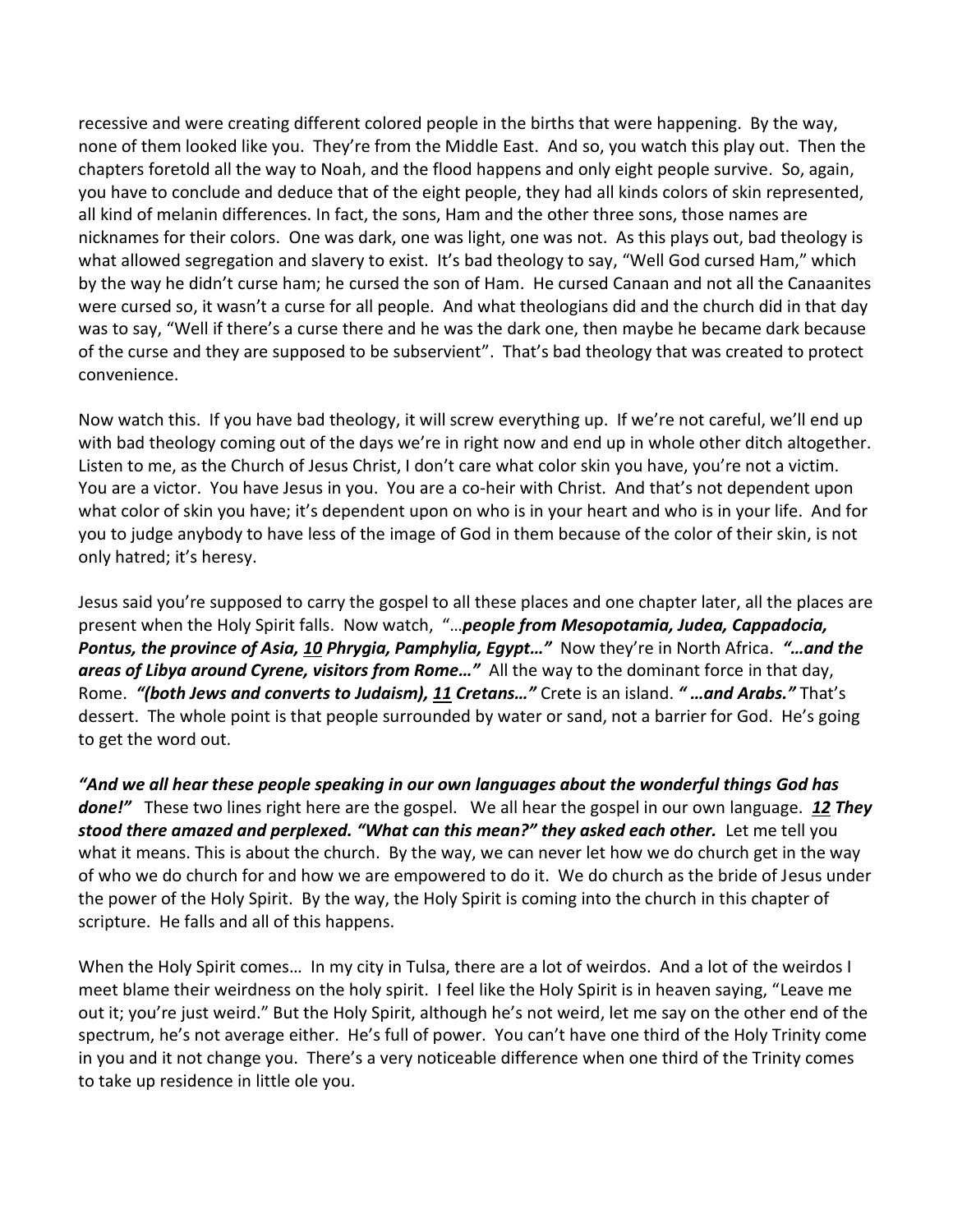recessive and were creating different colored people in the births that were happening. By the way, none of them looked like you. They're from the Middle East. And so, you watch this play out. Then the chapters foretold all the way to Noah, and the flood happens and only eight people survive. So, again, you have to conclude and deduce that of the eight people, they had all kinds colors of skin represented, all kind of melanin differences. In fact, the sons, Ham and the other three sons, those names are nicknames for their colors. One was dark, one was light, one was not. As this plays out, bad theology is what allowed segregation and slavery to exist. It's bad theology to say, "Well God cursed Ham," which by the way he didn't curse ham; he cursed the son of Ham. He cursed Canaan and not all the Canaanites were cursed so, it wasn't a curse for all people. And what theologians did and the church did in that day was to say, "Well if there's a curse there and he was the dark one, then maybe he became dark because of the curse and they are supposed to be subservient". That's bad theology that was created to protect convenience.

Now watch this. If you have bad theology, it will screw everything up. If we're not careful, we'll end up with bad theology coming out of the days we're in right now and end up in whole other ditch altogether. Listen to me, as the Church of Jesus Christ, I don't care what color skin you have, you're not a victim. You are a victor. You have Jesus in you. You are a co-heir with Christ. And that's not dependent upon what color of skin you have; it's dependent upon on who is in your heart and who is in your life. And for you to judge anybody to have less of the image of God in them because of the color of their skin, is not only hatred; it's heresy.

Jesus said you're supposed to carry the gospel to all these places and one chapter later, all the places are present when the Holy Spirit falls. Now watch, "…***people from Mesopotamia, Judea, Cappadocia, Pontus, the province of Asia, <u>10</u> Phrygia, Pamphylia, Egypt…"*** Now they're in North Africa. ***"…and the areas of Libya around Cyrene, visitors from Rome…"*** All the way to the dominant force in that day, Rome. ***"(both Jews and converts to Judaism), <u>11</u> Cretans…"*** Crete is an island. ***" …and Arabs."*** That's dessert. The whole point is that people surrounded by water or sand, not a barrier for God. He's going to get the word out.

***"And we all hear these people speaking in our own languages about the wonderful things God has done!"*** These two lines right here are the gospel. We all hear the gospel in our own language. ***<u>12</u> They stood there amazed and perplexed. "What can this mean?" they asked each other.*** Let me tell you what it means. This is about the church. By the way, we can never let how we do church get in the way of who we do church for and how we are empowered to do it. We do church as the bride of Jesus under the power of the Holy Spirit. By the way, the Holy Spirit is coming into the church in this chapter of scripture. He falls and all of this happens.

When the Holy Spirit comes… In my city in Tulsa, there are a lot of weirdos. And a lot of the weirdos I meet blame their weirdness on the holy spirit. I feel like the Holy Spirit is in heaven saying, "Leave me out it; you're just weird." But the Holy Spirit, although he's not weird, let me say on the other end of the spectrum, he's not average either. He's full of power. You can't have one third of the Holy Trinity come in you and it not change you. There's a very noticeable difference when one third of the Trinity comes to take up residence in little ole you.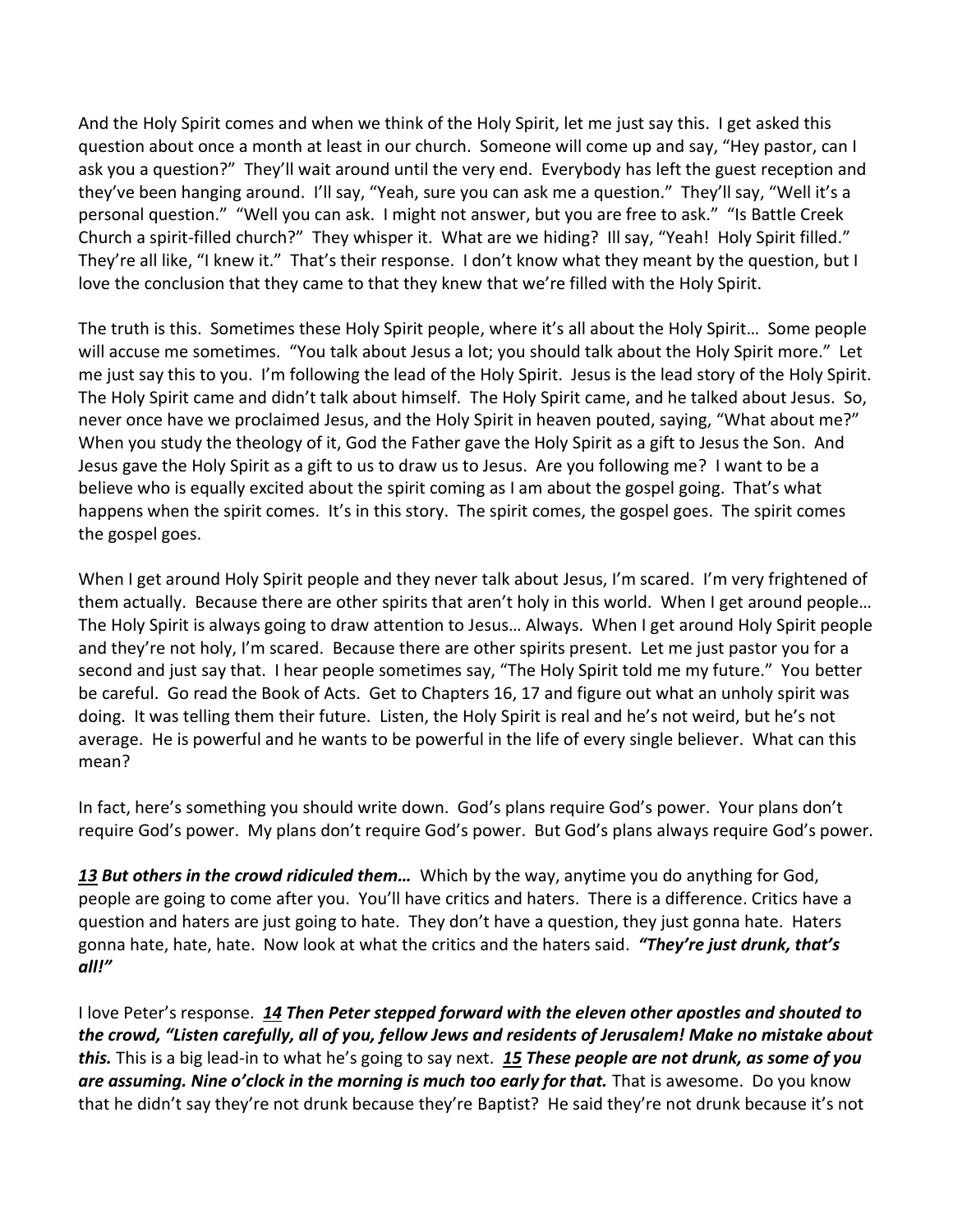And the Holy Spirit comes and when we think of the Holy Spirit, let me just say this. I get asked this question about once a month at least in our church. Someone will come up and say, "Hey pastor, can I ask you a question?" They'll wait around until the very end. Everybody has left the guest reception and they've been hanging around. I'll say, "Yeah, sure you can ask me a question." They'll say, "Well it's a personal question." "Well you can ask. I might not answer, but you are free to ask." "Is Battle Creek Church a spirit-filled church?" They whisper it. What are we hiding? Ill say, "Yeah! Holy Spirit filled." They're all like, "I knew it." That's their response. I don't know what they meant by the question, but I love the conclusion that they came to that they knew that we're filled with the Holy Spirit.

The truth is this. Sometimes these Holy Spirit people, where it's all about the Holy Spirit… Some people will accuse me sometimes. "You talk about Jesus a lot; you should talk about the Holy Spirit more." Let me just say this to you. I'm following the lead of the Holy Spirit. Jesus is the lead story of the Holy Spirit. The Holy Spirit came and didn't talk about himself. The Holy Spirit came, and he talked about Jesus. So, never once have we proclaimed Jesus, and the Holy Spirit in heaven pouted, saying, "What about me?" When you study the theology of it, God the Father gave the Holy Spirit as a gift to Jesus the Son. And Jesus gave the Holy Spirit as a gift to us to draw us to Jesus. Are you following me? I want to be a believe who is equally excited about the spirit coming as I am about the gospel going. That's what happens when the spirit comes. It's in this story. The spirit comes, the gospel goes. The spirit comes the gospel goes.

When I get around Holy Spirit people and they never talk about Jesus, I'm scared. I'm very frightened of them actually. Because there are other spirits that aren't holy in this world. When I get around people… The Holy Spirit is always going to draw attention to Jesus… Always. When I get around Holy Spirit people and they're not holy, I'm scared. Because there are other spirits present. Let me just pastor you for a second and just say that. I hear people sometimes say, "The Holy Spirit told me my future." You better be careful. Go read the Book of Acts. Get to Chapters 16, 17 and figure out what an unholy spirit was doing. It was telling them their future. Listen, the Holy Spirit is real and he's not weird, but he's not average. He is powerful and he wants to be powerful in the life of every single believer. What can this mean?

In fact, here's something you should write down. God's plans require God's power. Your plans don't require God's power. My plans don't require God's power. But God's plans always require God's power.

***13*** ***But others in the crowd ridiculed them…*** Which by the way, anytime you do anything for God, people are going to come after you. You'll have critics and haters. There is a difference. Critics have a question and haters are just going to hate. They don't have a question, they just gonna hate. Haters gonna hate, hate, hate. Now look at what the critics and the haters said. ***"They're just drunk, that's all!"***

I love Peter's response. ***14*** ***Then Peter stepped forward with the eleven other apostles and shouted to the crowd, "Listen carefully, all of you, fellow Jews and residents of Jerusalem! Make no mistake about this.*** This is a big lead-in to what he's going to say next. ***15*** ***These people are not drunk, as some of you are assuming. Nine o'clock in the morning is much too early for that.*** That is awesome. Do you know that he didn't say they're not drunk because they're Baptist? He said they're not drunk because it's not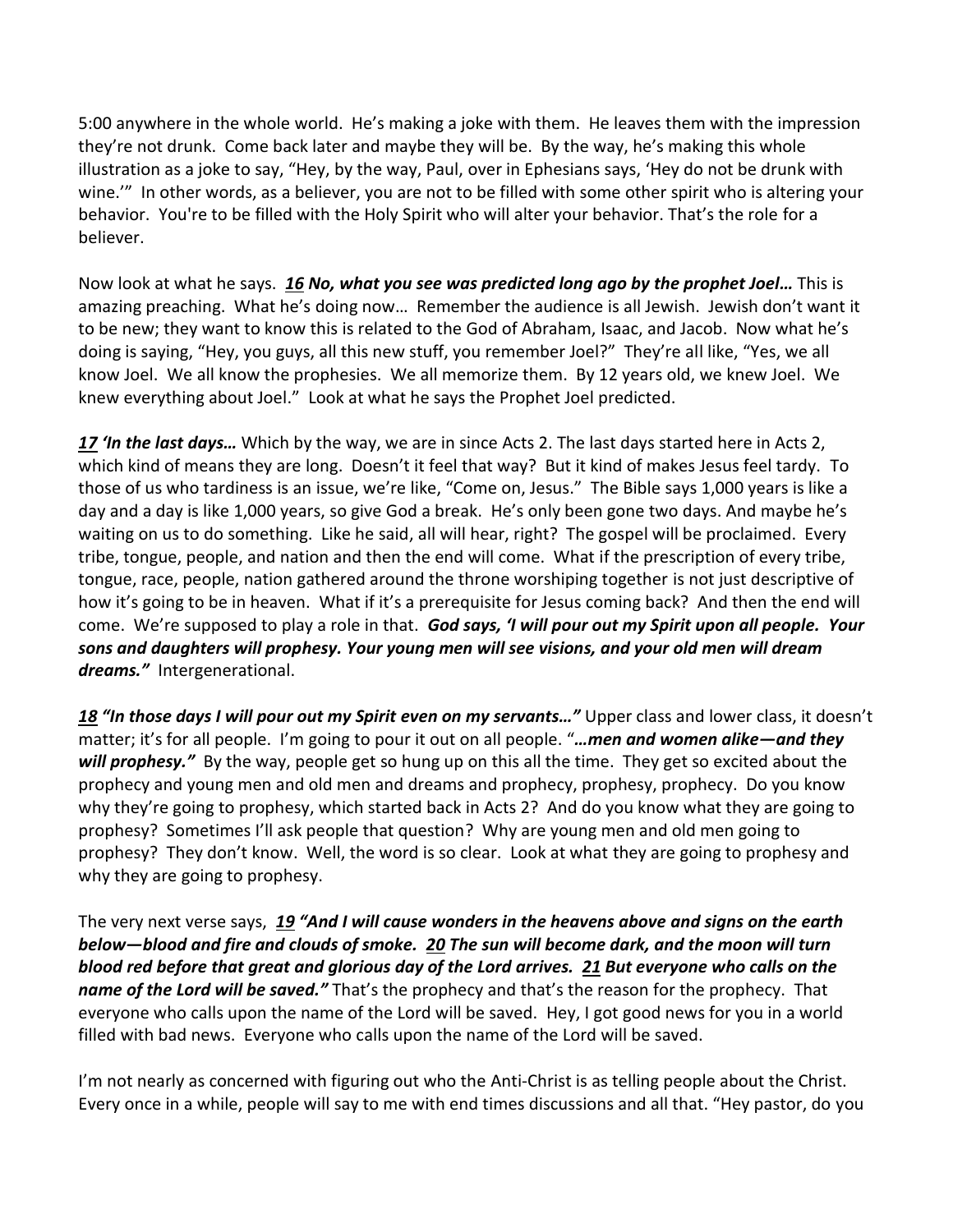5:00 anywhere in the whole world. He's making a joke with them. He leaves them with the impression they're not drunk. Come back later and maybe they will be. By the way, he's making this whole illustration as a joke to say, "Hey, by the way, Paul, over in Ephesians says, 'Hey do not be drunk with wine.'" In other words, as a believer, you are not to be filled with some other spirit who is altering your behavior. You're to be filled with the Holy Spirit who will alter your behavior. That's the role for a believer.

Now look at what he says. ***16 No, what you see was predicted long ago by the prophet Joel…*** This is amazing preaching. What he's doing now… Remember the audience is all Jewish. Jewish don't want it to be new; they want to know this is related to the God of Abraham, Isaac, and Jacob. Now what he's doing is saying, "Hey, you guys, all this new stuff, you remember Joel?" They're all like, "Yes, we all know Joel. We all know the prophesies. We all memorize them. By 12 years old, we knew Joel. We knew everything about Joel." Look at what he says the Prophet Joel predicted.

***17 'In the last days…*** Which by the way, we are in since Acts 2. The last days started here in Acts 2, which kind of means they are long. Doesn't it feel that way? But it kind of makes Jesus feel tardy. To those of us who tardiness is an issue, we're like, "Come on, Jesus." The Bible says 1,000 years is like a day and a day is like 1,000 years, so give God a break. He's only been gone two days. And maybe he's waiting on us to do something. Like he said, all will hear, right? The gospel will be proclaimed. Every tribe, tongue, people, and nation and then the end will come. What if the prescription of every tribe, tongue, race, people, nation gathered around the throne worshiping together is not just descriptive of how it's going to be in heaven. What if it's a prerequisite for Jesus coming back? And then the end will come. We're supposed to play a role in that. ***God says, 'I will pour out my Spirit upon all people. Your sons and daughters will prophesy. Your young men will see visions, and your old men will dream dreams."*** Intergenerational.

***18 "In those days I will pour out my Spirit even on my servants…"*** Upper class and lower class, it doesn't matter; it's for all people. I'm going to pour it out on all people. "***…men and women alike—and they will prophesy."*** By the way, people get so hung up on this all the time. They get so excited about the prophecy and young men and old men and dreams and prophecy, prophesy, prophecy. Do you know why they're going to prophesy, which started back in Acts 2? And do you know what they are going to prophesy? Sometimes I'll ask people that question? Why are young men and old men going to prophesy? They don't know. Well, the word is so clear. Look at what they are going to prophesy and why they are going to prophesy.

The very next verse says, ***19 "And I will cause wonders in the heavens above and signs on the earth below—blood and fire and clouds of smoke. 20 The sun will become dark, and the moon will turn blood red before that great and glorious day of the Lord arrives. 21 But everyone who calls on the name of the Lord will be saved."*** That's the prophecy and that's the reason for the prophecy. That everyone who calls upon the name of the Lord will be saved. Hey, I got good news for you in a world filled with bad news. Everyone who calls upon the name of the Lord will be saved.

I'm not nearly as concerned with figuring out who the Anti-Christ is as telling people about the Christ. Every once in a while, people will say to me with end times discussions and all that. "Hey pastor, do you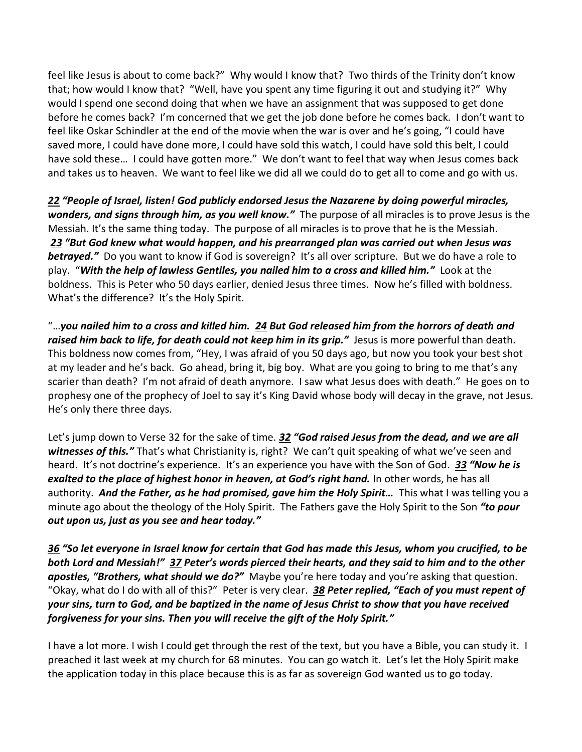feel like Jesus is about to come back?" Why would I know that? Two thirds of the Trinity don't know that; how would I know that? "Well, have you spent any time figuring it out and studying it?" Why would I spend one second doing that when we have an assignment that was supposed to get done before he comes back? I'm concerned that we get the job done before he comes back. I don't want to feel like Oskar Schindler at the end of the movie when the war is over and he's going, "I could have saved more, I could have done more, I could have sold this watch, I could have sold this belt, I could have sold these… I could have gotten more." We don't want to feel that way when Jesus comes back and takes us to heaven. We want to feel like we did all we could do to get all to come and go with us.

***<u>22</u> "People of Israel, listen! God publicly endorsed Jesus the Nazarene by doing powerful miracles, wonders, and signs through him, as you well know."*** The purpose of all miracles is to prove Jesus is the Messiah. It's the same thing today. The purpose of all miracles is to prove that he is the Messiah. ***<u>23</u> "But God knew what would happen, and his prearranged plan was carried out when Jesus was betrayed."*** Do you want to know if God is sovereign? It's all over scripture. But we do have a role to play. "***With the help of lawless Gentiles, you nailed him to a cross and killed him."*** Look at the boldness. This is Peter who 50 days earlier, denied Jesus three times. Now he's filled with boldness. What's the difference? It's the Holy Spirit.

"…***you nailed him to a cross and killed him. <u>24</u> But God released him from the horrors of death and raised him back to life, for death could not keep him in its grip."*** Jesus is more powerful than death. This boldness now comes from, "Hey, I was afraid of you 50 days ago, but now you took your best shot at my leader and he's back. Go ahead, bring it, big boy. What are you going to bring to me that's any scarier than death? I'm not afraid of death anymore. I saw what Jesus does with death." He goes on to prophesy one of the prophecy of Joel to say it's King David whose body will decay in the grave, not Jesus. He's only there three days.

Let's jump down to Verse 32 for the sake of time. ***<u>32</u> "God raised Jesus from the dead, and we are all witnesses of this."*** That's what Christianity is, right? We can't quit speaking of what we've seen and heard. It's not doctrine's experience. It's an experience you have with the Son of God. ***<u>33</u> "Now he is exalted to the place of highest honor in heaven, at God's right hand.*** In other words, he has all authority. ***And the Father, as he had promised, gave him the Holy Spirit…*** This what I was telling you a minute ago about the theology of the Holy Spirit. The Fathers gave the Holy Spirit to the Son ***"to pour out upon us, just as you see and hear today."***

***<u>36</u> "So let everyone in Israel know for certain that God has made this Jesus, whom you crucified, to be both Lord and Messiah!" <u>37</u> Peter's words pierced their hearts, and they said to him and to the other apostles, "Brothers, what should we do?"*** Maybe you're here today and you're asking that question. "Okay, what do I do with all of this?" Peter is very clear. ***<u>38</u> Peter replied, "Each of you must repent of your sins, turn to God, and be baptized in the name of Jesus Christ to show that you have received forgiveness for your sins. Then you will receive the gift of the Holy Spirit."***

I have a lot more. I wish I could get through the rest of the text, but you have a Bible, you can study it. I preached it last week at my church for 68 minutes. You can go watch it. Let's let the Holy Spirit make the application today in this place because this is as far as sovereign God wanted us to go today.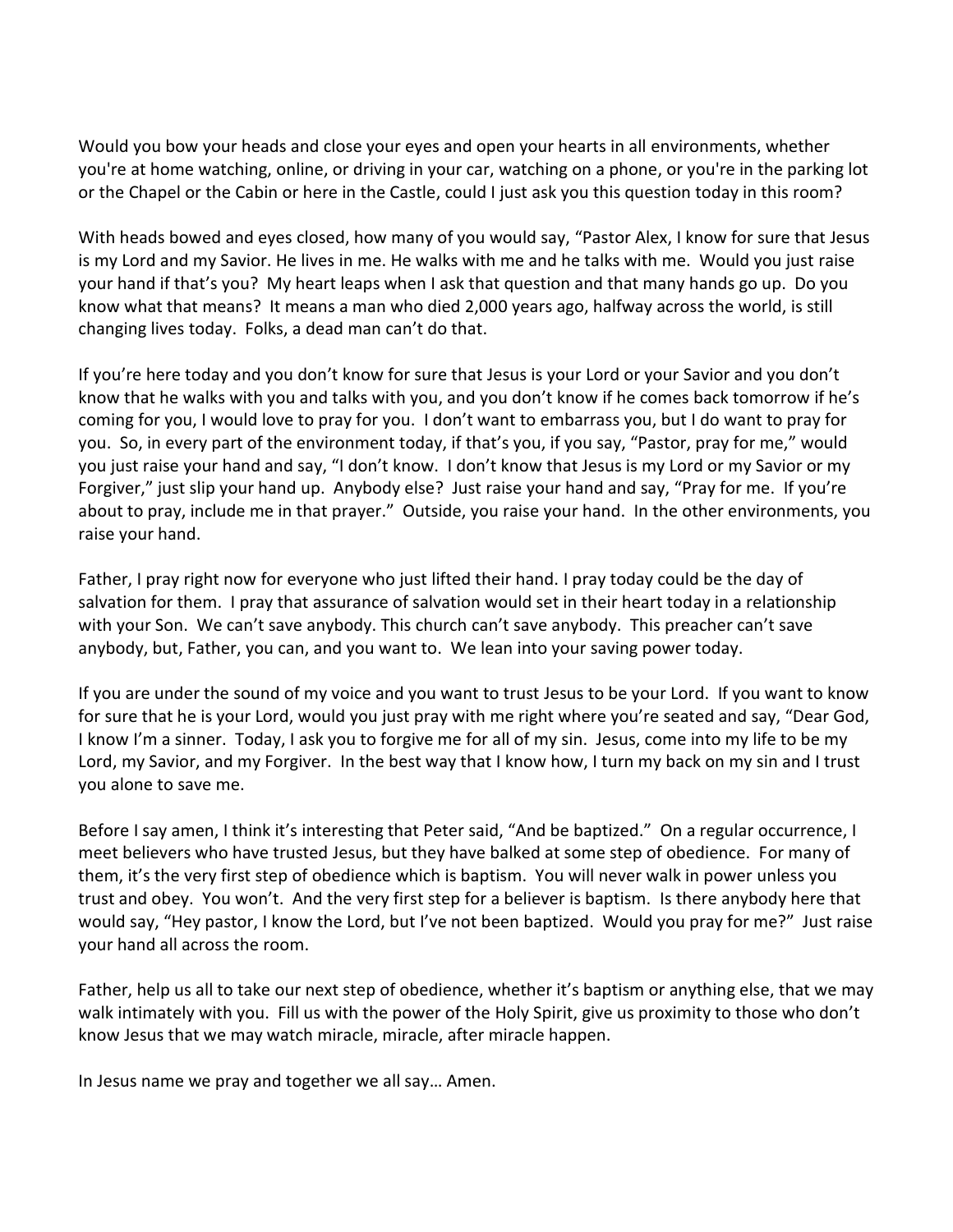Would you bow your heads and close your eyes and open your hearts in all environments, whether you're at home watching, online, or driving in your car, watching on a phone, or you're in the parking lot or the Chapel or the Cabin or here in the Castle, could I just ask you this question today in this room?

With heads bowed and eyes closed, how many of you would say, "Pastor Alex, I know for sure that Jesus is my Lord and my Savior. He lives in me. He walks with me and he talks with me. Would you just raise your hand if that's you? My heart leaps when I ask that question and that many hands go up. Do you know what that means? It means a man who died 2,000 years ago, halfway across the world, is still changing lives today. Folks, a dead man can't do that.

If you're here today and you don't know for sure that Jesus is your Lord or your Savior and you don't know that he walks with you and talks with you, and you don't know if he comes back tomorrow if he's coming for you, I would love to pray for you. I don't want to embarrass you, but I do want to pray for you. So, in every part of the environment today, if that's you, if you say, "Pastor, pray for me," would you just raise your hand and say, "I don't know. I don't know that Jesus is my Lord or my Savior or my Forgiver," just slip your hand up. Anybody else? Just raise your hand and say, "Pray for me. If you're about to pray, include me in that prayer." Outside, you raise your hand. In the other environments, you raise your hand.

Father, I pray right now for everyone who just lifted their hand. I pray today could be the day of salvation for them. I pray that assurance of salvation would set in their heart today in a relationship with your Son. We can't save anybody. This church can't save anybody. This preacher can't save anybody, but, Father, you can, and you want to. We lean into your saving power today.

If you are under the sound of my voice and you want to trust Jesus to be your Lord. If you want to know for sure that he is your Lord, would you just pray with me right where you're seated and say, "Dear God, I know I'm a sinner. Today, I ask you to forgive me for all of my sin. Jesus, come into my life to be my Lord, my Savior, and my Forgiver. In the best way that I know how, I turn my back on my sin and I trust you alone to save me.

Before I say amen, I think it's interesting that Peter said, "And be baptized." On a regular occurrence, I meet believers who have trusted Jesus, but they have balked at some step of obedience. For many of them, it's the very first step of obedience which is baptism. You will never walk in power unless you trust and obey. You won't. And the very first step for a believer is baptism. Is there anybody here that would say, "Hey pastor, I know the Lord, but I've not been baptized. Would you pray for me?" Just raise your hand all across the room.

Father, help us all to take our next step of obedience, whether it's baptism or anything else, that we may walk intimately with you. Fill us with the power of the Holy Spirit, give us proximity to those who don't know Jesus that we may watch miracle, miracle, after miracle happen.

In Jesus name we pray and together we all say… Amen.